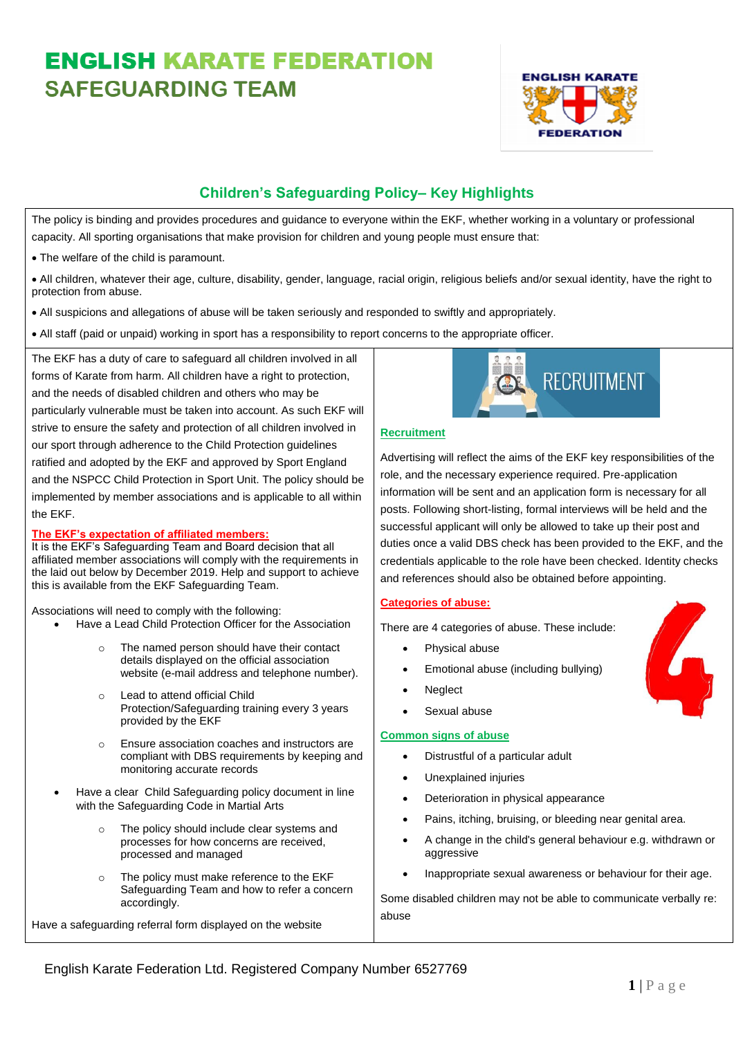# ENGLISH KARATE FEDERATION
## SAFEGUARDING TEAM

### Children's Safeguarding Policy– Key Highlights

The policy is binding and provides procedures and guidance to everyone within the EKF, whether working in a voluntary or professional capacity. All sporting organisations that make provision for children and young people must ensure that:

- The welfare of the child is paramount.
- All children, whatever their age, culture, disability, gender, language, racial origin, religious beliefs and/or sexual identity, have the right to protection from abuse.
- All suspicions and allegations of abuse will be taken seriously and responded to swiftly and appropriately.
- All staff (paid or unpaid) working in sport has a responsibility to report concerns to the appropriate officer.

The EKF has a duty of care to safeguard all children involved in all forms of Karate from harm. All children have a right to protection, and the needs of disabled children and others who may be particularly vulnerable must be taken into account. As such EKF will strive to ensure the safety and protection of all children involved in our sport through adherence to the Child Protection guidelines ratified and adopted by the EKF and approved by Sport England and the NSPCC Child Protection in Sport Unit. The policy should be implemented by member associations and is applicable to all within the EKF.

**The EKF's expectation of affiliated members:**

It is the EKF's Safeguarding Team and Board decision that all affiliated member associations will comply with the requirements in the laid out below by December 2019. Help and support to achieve this is available from the EKF Safeguarding Team.

Associations will need to comply with the following:

- Have a Lead Child Protection Officer for the Association
  - The named person should have their contact details displayed on the official association website (e-mail address and telephone number).
  - Lead to attend official Child Protection/Safeguarding training every 3 years provided by the EKF
  - Ensure association coaches and instructors are compliant with DBS requirements by keeping and monitoring accurate records
- Have a clear Child Safeguarding policy document in line with the Safeguarding Code in Martial Arts
  - The policy should include clear systems and processes for how concerns are received, processed and managed
  - The policy must make reference to the EKF Safeguarding Team and how to refer a concern accordingly.

Have a safeguarding referral form displayed on the website

**Recruitment**

Advertising will reflect the aims of the EKF key responsibilities of the role, and the necessary experience required. Pre-application information will be sent and an application form is necessary for all posts. Following short-listing, formal interviews will be held and the successful applicant will only be allowed to take up their post and duties once a valid DBS check has been provided to the EKF, and the credentials applicable to the role have been checked. Identity checks and references should also be obtained before appointing.

**Categories of abuse:**

There are 4 categories of abuse. These include:

- Physical abuse
- Emotional abuse (including bullying)
- Neglect
- Sexual abuse

**Common signs of abuse**

- Distrustful of a particular adult
- Unexplained injuries
- Deterioration in physical appearance
- Pains, itching, bruising, or bleeding near genital area.
- A change in the child's general behaviour e.g. withdrawn or aggressive
- Inappropriate sexual awareness or behaviour for their age.

Some disabled children may not be able to communicate verbally re: abuse

English Karate Federation Ltd. Registered Company Number 6527769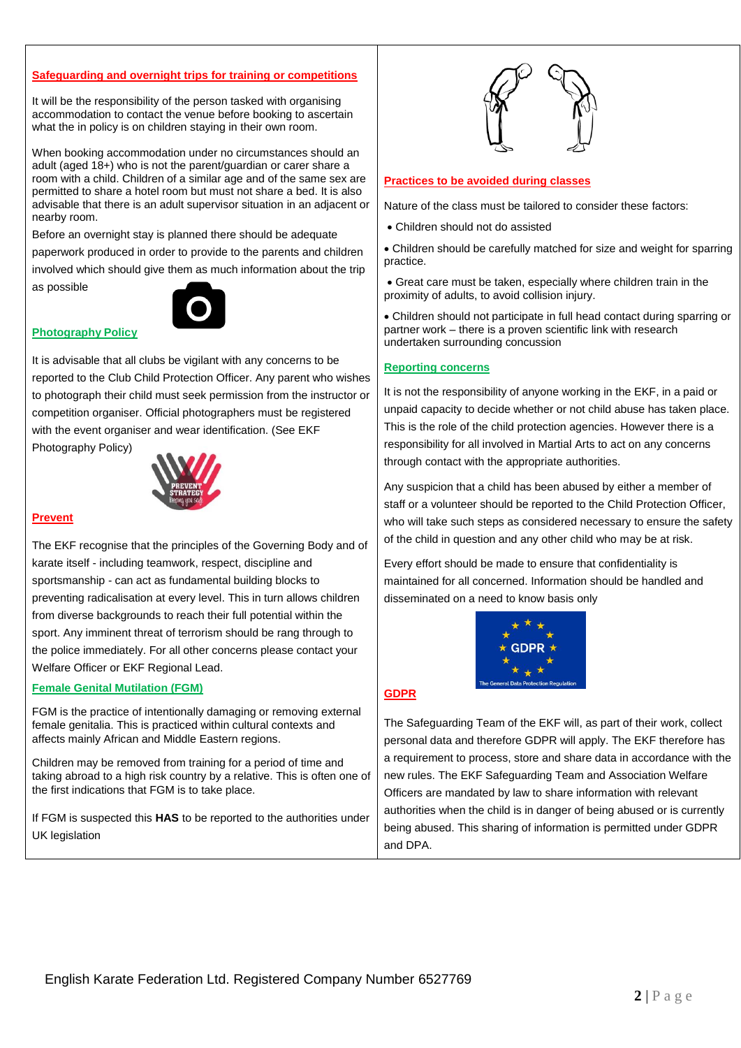## Safeguarding and overnight trips for training or competitions

It will be the responsibility of the person tasked with organising accommodation to contact the venue before booking to ascertain what the in policy is on children staying in their own room.

When booking accommodation under no circumstances should an adult (aged 18+) who is not the parent/guardian or carer share a room with a child. Children of a similar age and of the same sex are permitted to share a hotel room but must not share a bed. It is also advisable that there is an adult supervisor situation in an adjacent or nearby room.

Before an overnight stay is planned there should be adequate paperwork produced in order to provide to the parents and children involved which should give them as much information about the trip as possible

## Photography Policy

It is advisable that all clubs be vigilant with any concerns to be reported to the Club Child Protection Officer. Any parent who wishes to photograph their child must seek permission from the instructor or competition organiser. Official photographers must be registered with the event organiser and wear identification. (See EKF Photography Policy)

## Prevent

The EKF recognise that the principles of the Governing Body and of karate itself - including teamwork, respect, discipline and sportsmanship - can act as fundamental building blocks to preventing radicalisation at every level. This in turn allows children from diverse backgrounds to reach their full potential within the sport. Any imminent threat of terrorism should be rang through to the police immediately. For all other concerns please contact your Welfare Officer or EKF Regional Lead.

## Female Genital Mutilation (FGM)

FGM is the practice of intentionally damaging or removing external female genitalia. This is practiced within cultural contexts and affects mainly African and Middle Eastern regions.

Children may be removed from training for a period of time and taking abroad to a high risk country by a relative. This is often one of the first indications that FGM is to take place.

If FGM is suspected this **HAS** to be reported to the authorities under UK legislation

## Practices to be avoided during classes

Nature of the class must be tailored to consider these factors:

- Children should not do assisted
- Children should be carefully matched for size and weight for sparring practice.
- Great care must be taken, especially where children train in the proximity of adults, to avoid collision injury.
- Children should not participate in full head contact during sparring or partner work – there is a proven scientific link with research undertaken surrounding concussion

## Reporting concerns

It is not the responsibility of anyone working in the EKF, in a paid or unpaid capacity to decide whether or not child abuse has taken place. This is the role of the child protection agencies. However there is a responsibility for all involved in Martial Arts to act on any concerns through contact with the appropriate authorities.

Any suspicion that a child has been abused by either a member of staff or a volunteer should be reported to the Child Protection Officer, who will take such steps as considered necessary to ensure the safety of the child in question and any other child who may be at risk.

Every effort should be made to ensure that confidentiality is maintained for all concerned. Information should be handled and disseminated on a need to know basis only

## GDPR

The Safeguarding Team of the EKF will, as part of their work, collect personal data and therefore GDPR will apply. The EKF therefore has a requirement to process, store and share data in accordance with the new rules. The EKF Safeguarding Team and Association Welfare Officers are mandated by law to share information with relevant authorities when the child is in danger of being abused or is currently being abused. This sharing of information is permitted under GDPR and DPA.

English Karate Federation Ltd. Registered Company Number 6527769